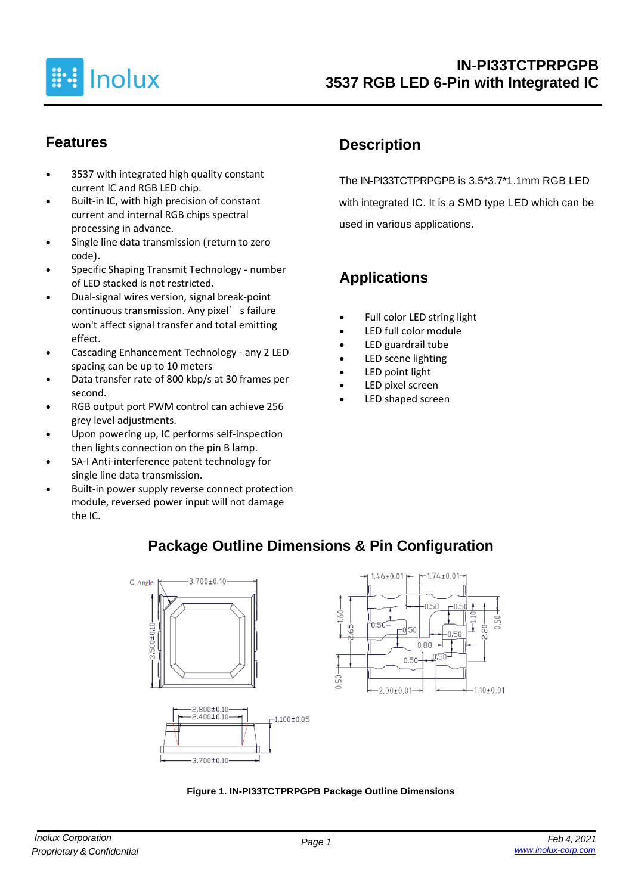# IN-PI33TCTPRPGPB
# 3537 RGB LED 6-Pin with Integrated IC

## Features

- 3537 with integrated high quality constant current IC and RGB LED chip.
- Built-in IC, with high precision of constant current and internal RGB chips spectral processing in advance.
- Single line data transmission (return to zero code).
- Specific Shaping Transmit Technology - number of LED stacked is not restricted.
- Dual-signal wires version, signal break-point continuous transmission. Any pixel' s failure won't affect signal transfer and total emitting effect.
- Cascading Enhancement Technology - any 2 LED spacing can be up to 10 meters
- Data transfer rate of 800 kbp/s at 30 frames per second.
- RGB output port PWM control can achieve 256 grey level adjustments.
- Upon powering up, IC performs self-inspection then lights connection on the pin B lamp.
- SA-I Anti-interference patent technology for single line data transmission.
- Built-in power supply reverse connect protection module, reversed power input will not damage the IC.

## Description

The IN-PI33TCTPRPGPB is 3.5*3.7*1.1mm RGB LED with integrated IC. It is a SMD type LED which can be used in various applications.

## Applications

- Full color LED string light
- LED full color module
- LED guardrail tube
- LED scene lighting
- LED point light
- LED pixel screen
- LED shaped screen

## Package Outline Dimensions & Pin Configuration

**Figure 1. IN-PI33TCTPRPGPB Package Outline Dimensions**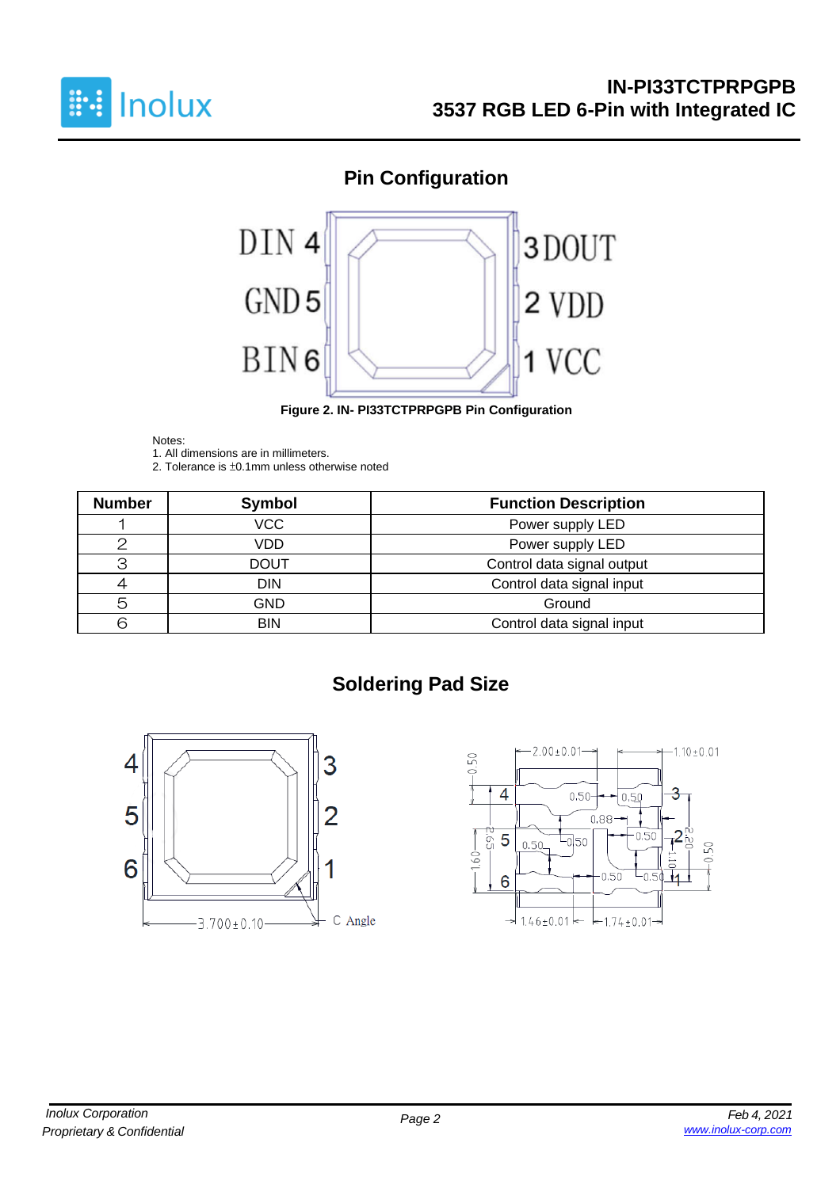## Pin Configuration

Figure 2. IN- PI33TCTPRPGPB Pin Configuration

Notes:
1. All dimensions are in millimeters.
2. Tolerance is ±0.1mm unless otherwise noted

| Number | Symbol | Function Description |
|---|---|---|
| 1 | VCC | Power supply LED |
| 2 | VDD | Power supply LED |
| 3 | DOUT | Control data signal output |
| 4 | DIN | Control data signal input |
| 5 | GND | Ground |
| 6 | BIN | Control data signal input |

## Soldering Pad Size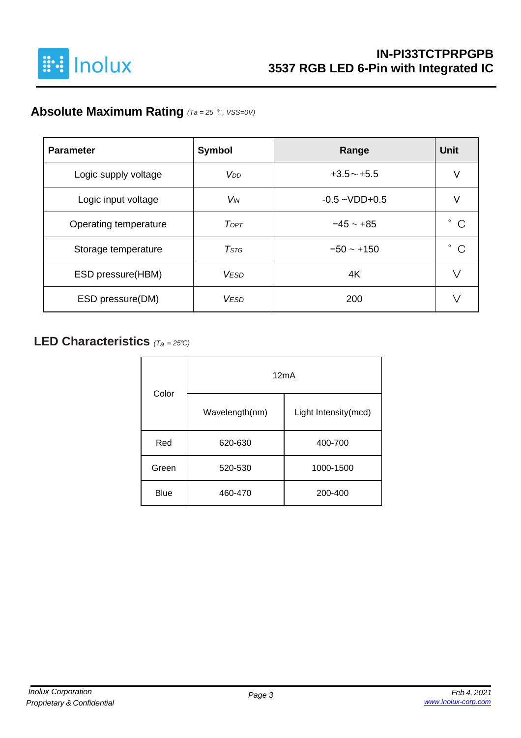## Absolute Maximum Rating *(Ta = 25 ℃, VSS=0V)*

| Parameter | Symbol | Range | Unit |
|---|---|---|---|
| Logic supply voltage | $V_{DD}$ | +3.5～+5.5 | V |
| Logic input voltage | $V_{IN}$ | -0.5 ~VDD+0.5 | V |
| Operating temperature | $T_{OPT}$ | −45 ~ +85 | ° C |
| Storage temperature | $T_{STG}$ | −50 ~ +150 | ° C |
| ESD pressure(HBM) | $V_{ESD}$ | 4K | V |
| ESD pressure(DM) | $V_{ESD}$ | 200 | V |

## LED Characteristics *($T_a$ = 25℃)*

| Color | 12mA | |
|---|---|---|
| | Wavelength(nm) | Light Intensity(mcd) |
| Red | 620-630 | 400-700 |
| Green | 520-530 | 1000-1500 |
| Blue | 460-470 | 200-400 |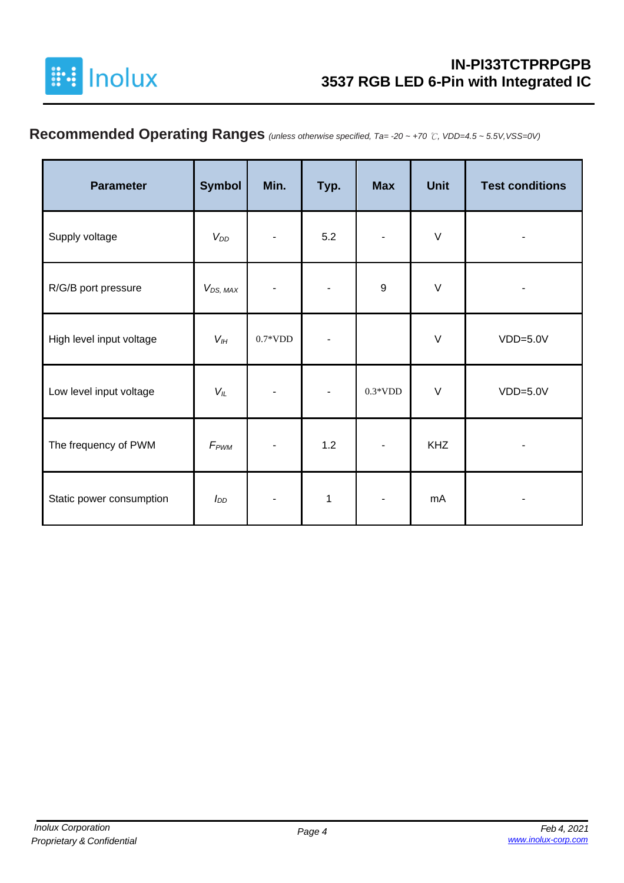## Recommended Operating Ranges *(unless otherwise specified, Ta= -20 ~ +70 ℃, VDD=4.5 ~ 5.5V,VSS=0V)*

| Parameter | Symbol | Min. | Typ. | Max | Unit | Test conditions |
|---|---|---|---|---|---|---|
| Supply voltage | $V_{DD}$ | - | 5.2 | - | V | - |
| R/G/B port pressure | $V_{DS,\ MAX}$ | - | - | 9 | V | - |
| High level input voltage | $V_{IH}$ | 0.7*VDD | - | | V | VDD=5.0V |
| Low level input voltage | $V_{IL}$ | - | - | 0.3*VDD | V | VDD=5.0V |
| The frequency of PWM | $F_{PWM}$ | - | 1.2 | - | KHZ | - |
| Static power consumption | $I_{DD}$ | - | 1 | - | mA | - |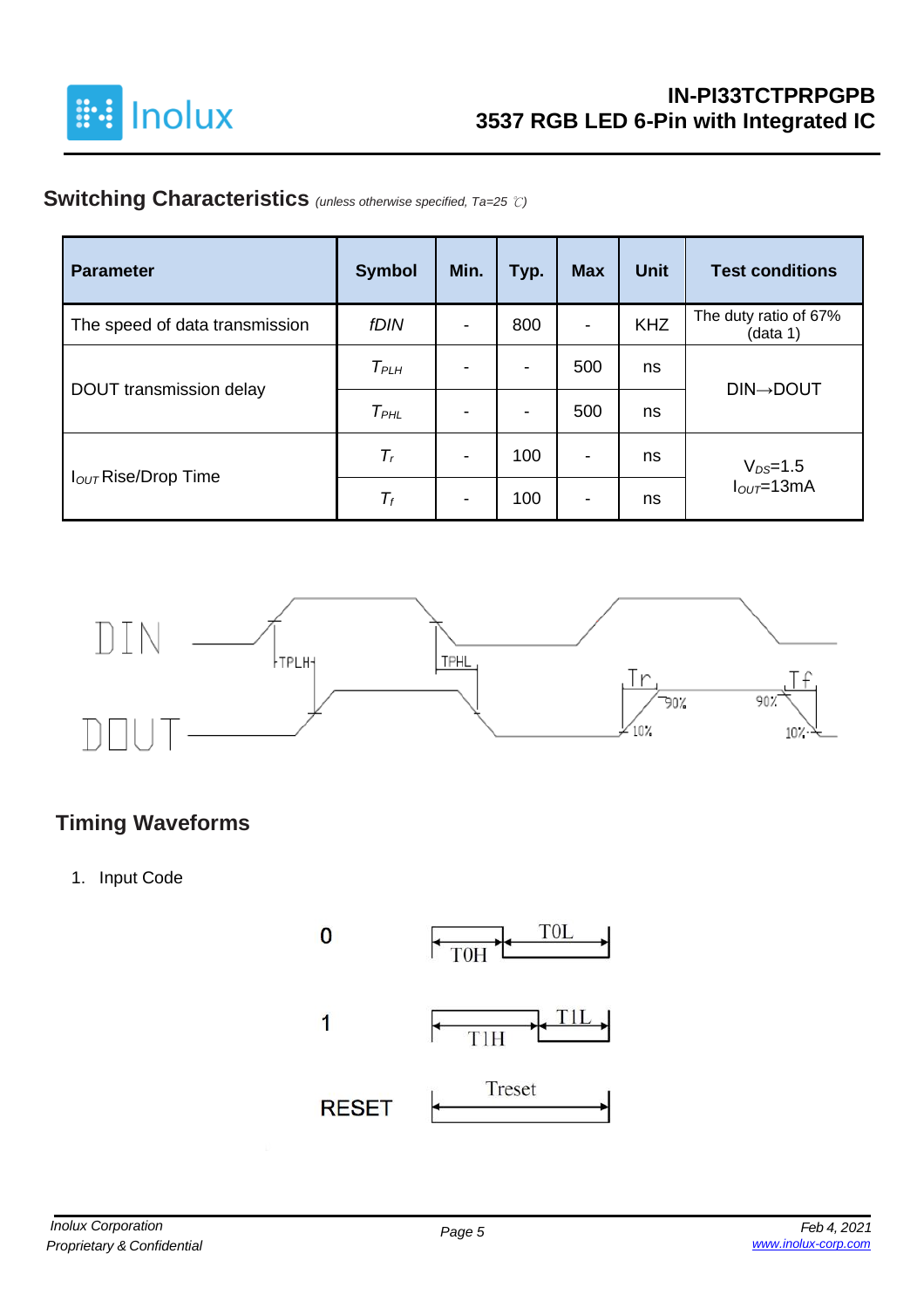## Switching Characteristics *(unless otherwise specified, Ta=25 ℃)*

| Parameter | Symbol | Min. | Typ. | Max | Unit | Test conditions |
|---|---|---|---|---|---|---|
| The speed of data transmission | *fDIN* | - | 800 | - | KHZ | The duty ratio of 67% (data 1) |
| DOUT transmission delay | $T_{PLH}$ | - | - | 500 | ns | DIN→DOUT |
| | $T_{PHL}$ | - | - | 500 | ns | |
| $I_{OUT}$ Rise/Drop Time | $T_r$ | - | 100 | - | ns | $V_{DS}$=1.5 $I_{OUT}$=13mA |
| | $T_f$ | - | 100 | - | ns | |

DIN

DOUT

TPLH TPHL Tr Tf 90% 10% 90% 10%

## Timing Waveforms

1. Input Code

0 T0H T0L

1 T1H T1L

RESET Treset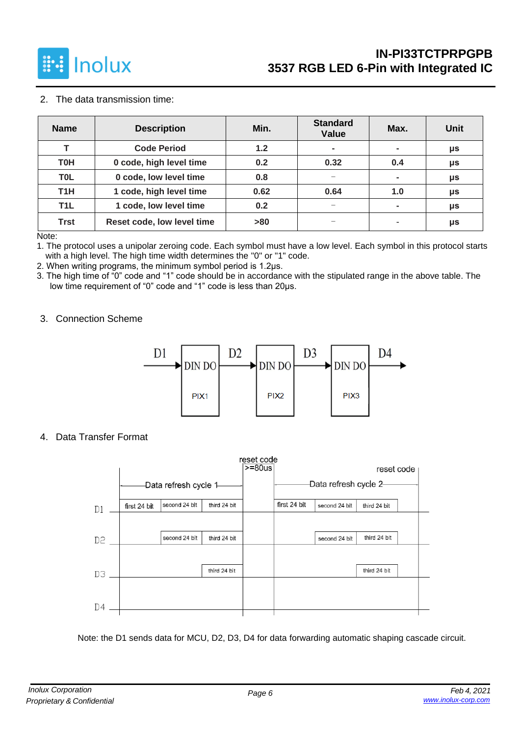2. The data transmission time:

| Name | Description | Min. | Standard Value | Max. | Unit |
|---|---|---|---|---|---|
| T | Code Period | 1.2 | - | - | µs |
| T0H | 0 code, high level time | 0.2 | 0.32 | 0.4 | µs |
| T0L | 0 code, low level time | 0.8 | – | - | µs |
| T1H | 1 code, high level time | 0.62 | 0.64 | 1.0 | µs |
| T1L | 1 code, low level time | 0.2 | – | - | µs |
| Trst | Reset code, low level time | >80 | – | - | µs |

Note:

1. The protocol uses a unipolar zeroing code. Each symbol must have a low level. Each symbol in this protocol starts with a high level. The high time width determines the "0" or "1" code.
2. When writing programs, the minimum symbol period is 1.2µs.
3. The high time of "0" code and "1" code should be in accordance with the stipulated range in the above table. The low time requirement of "0" code and "1" code is less than 20µs.

3. Connection Scheme

D1 → DIN DO (PIX1) → D2 → DIN DO (PIX2) → D3 → DIN DO (PIX3) → D4

4. Data Transfer Format

| | Data refresh cycle 1 | | | reset code >=80us | Data refresh cycle 2 | | | reset code |
|---|---|---|---|---|---|---|---|---|
| D1 | first 24 bit | second 24 bit | third 24 bit | | first 24 bit | second 24 bit | third 24 bit | |
| D2 | | second 24 bit | third 24 bit | | | second 24 bit | third 24 bit | |
| D3 | | | third 24 bit | | | | third 24 bit | |
| D4 | | | | | | | | |

Note: the D1 sends data for MCU, D2, D3, D4 for data forwarding automatic shaping cascade circuit.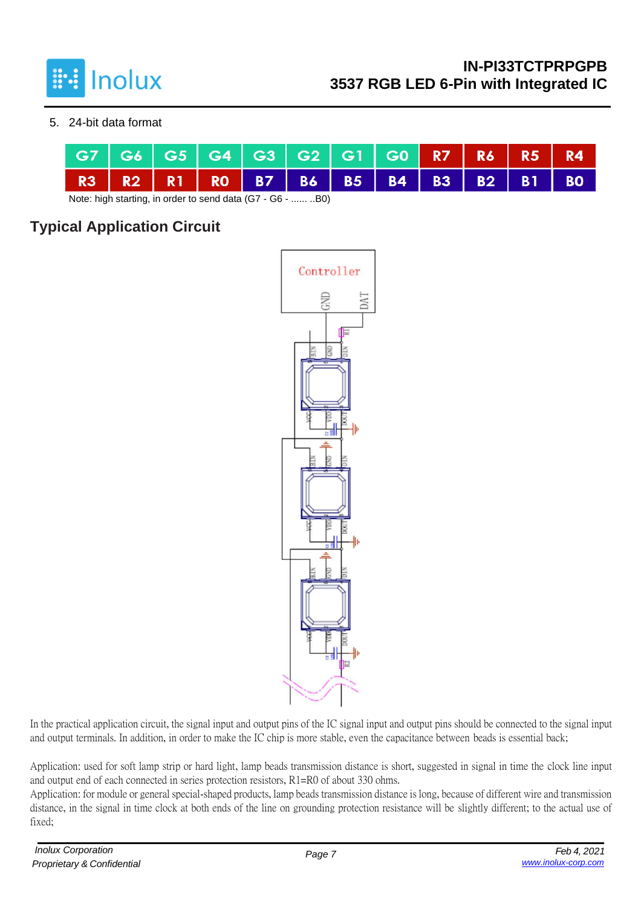5. 24-bit data format

| G7 | G6 | G5 | G4 | G3 | G2 | G1 | G0 | R7 | R6 | R5 | R4 |
|---|---|---|---|---|---|---|---|---|---|---|---|
| R3 | R2 | R1 | R0 | B7 | B6 | B5 | B4 | B3 | B2 | B1 | B0 |

Note: high starting, in order to send data (G7 - G6 - ...... ..B0)

## Typical Application Circuit

In the practical application circuit, the signal input and output pins of the IC signal input and output pins should be connected to the signal input and output terminals. In addition, in order to make the IC chip is more stable, even the capacitance between beads is essential back;

Application: used for soft lamp strip or hard light, lamp beads transmission distance is short, suggested in signal in time the clock line input and output end of each connected in series protection resistors, R1=R0 of about 330 ohms.

Application: for module or general special-shaped products, lamp beads transmission distance is long, because of different wire and transmission distance, in the signal in time clock at both ends of the line on grounding protection resistance will be slightly different; to the actual use of fixed;

*Inolux Corporation*
*Proprietary & Confidential*

*Feb 4, 2021*
*www.inolux-corp.com*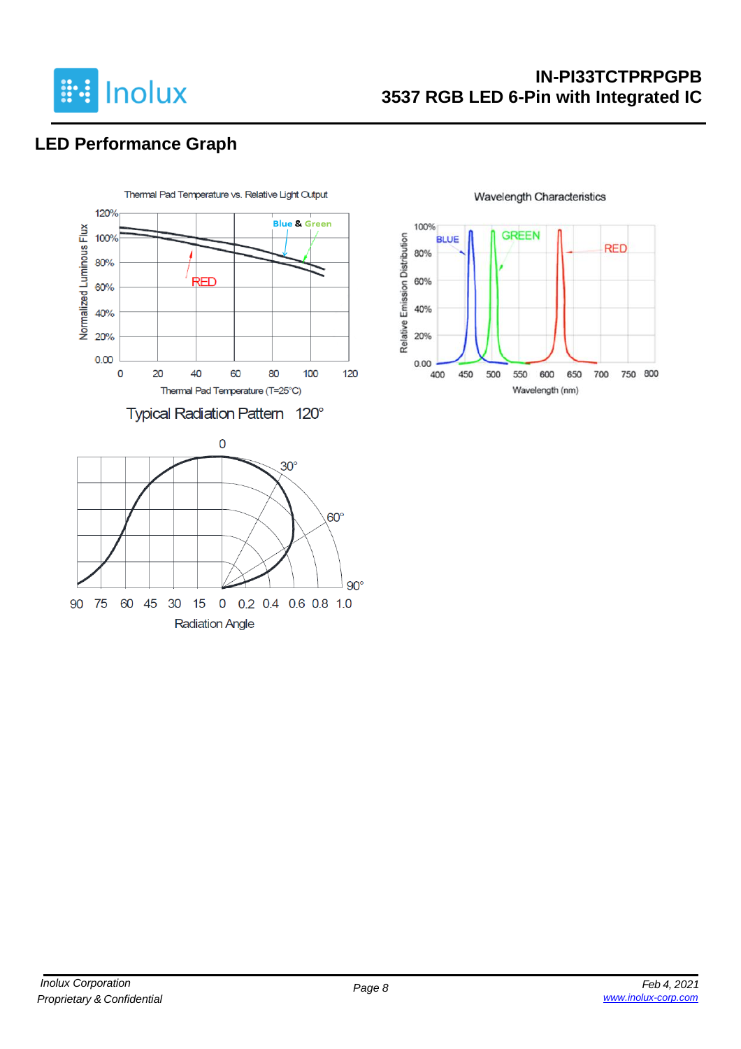## LED Performance Graph

Thermal Pad Temperature vs. Relative Light Output

Normalized Luminous Flux

Thermal Pad Temperature (T=25°C)

Wavelength Characteristics

Relative Emission Distribution

Wavelength (nm)

Typical Radiation Pattern 120°

Radiation Angle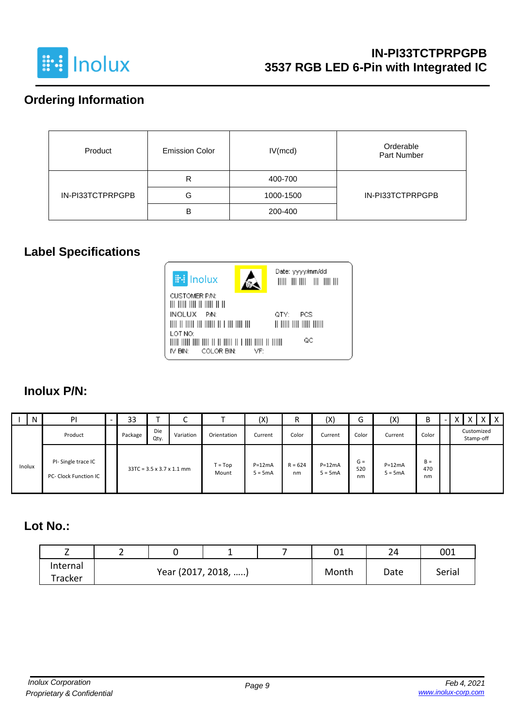# IN-PI33TCTPRPGPB
## 3537 RGB LED 6-Pin with Integrated IC

## Ordering Information

| Product | Emission Color | IV(mcd) | Orderable Part Number |
|---|---|---|---|
| IN-PI33TCTPRPGPB | R | 400-700 | IN-PI33TCTPRPGPB |
| | G | 1000-1500 | |
| | B | 200-400 | |

## Label Specifications

Inolux

Date: yyyy/mm/dd

CUSTOMER P/N:

INOLUX P/N:

QTY: PCS

LOT NO:

QC

IV BIN: COLOR BIN: VF:

## Inolux P/N:

| I | N | PI | - | 33 | T | C | T | (X) | R | (X) | G | (X) | B | - | X | X | X | X |
|---|---|---|---|---|---|---|---|---|---|---|---|---|---|---|---|---|---|---|
| Inolux | | Product | | Package | Die Qty. | Variation | Orientation | Current | Color | Current | Color | Current | Color | | Customized Stamp-off | | | |
| | | PI- Single trace IC<br>PC- Clock Function IC | | 33TC = 3.5 x 3.7 x 1.1 mm | | | T = Top Mount | P=12mA<br>5 = 5mA | R = 624 nm | P=12mA<br>5 = 5mA | G = 520 nm | P=12mA<br>5 = 5mA | B = 470 nm | | | | | |

## Lot No.:

| Z | 2 | 0 | 1 | 7 | 01 | 24 | 001 |
|---|---|---|---|---|---|---|---|
| Internal Tracker | Year (2017, 2018, .....) | | | | Month | Date | Serial |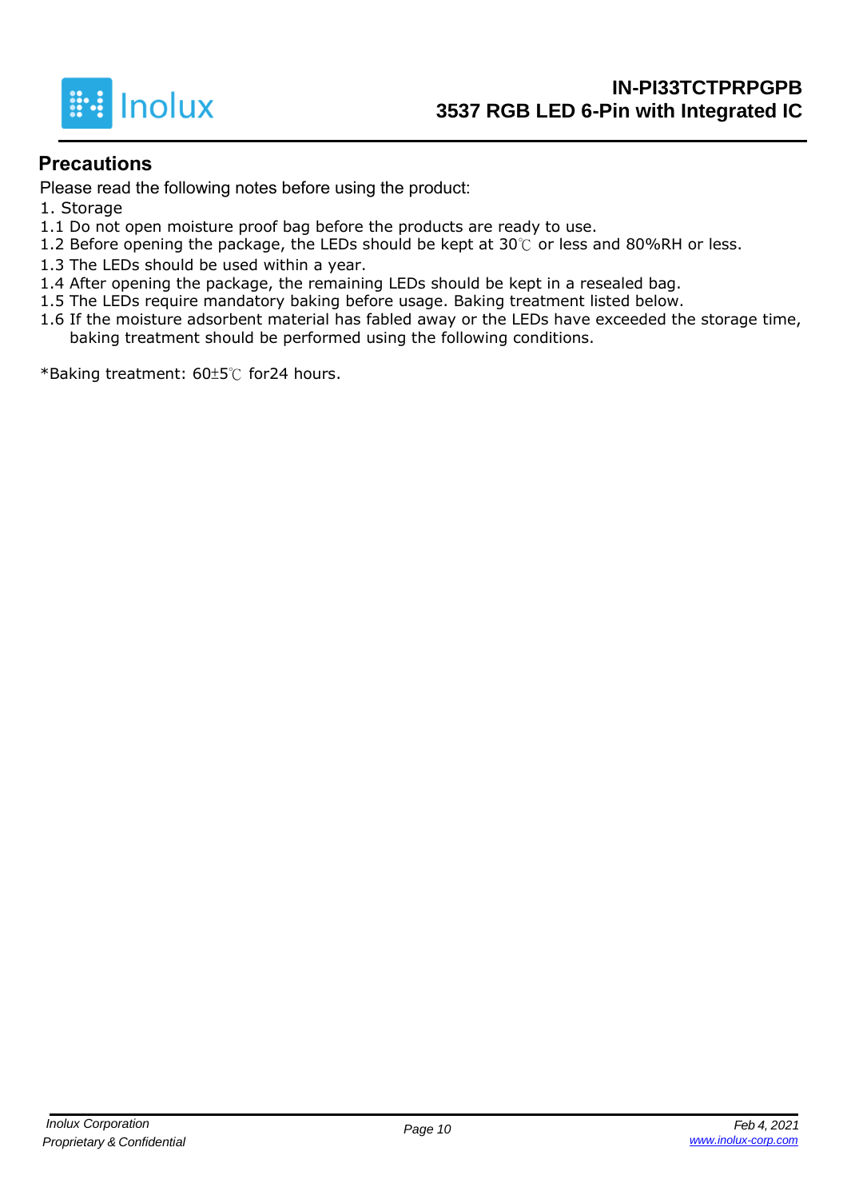## Precautions

Please read the following notes before using the product:

1. Storage

1.1 Do not open moisture proof bag before the products are ready to use.

1.2 Before opening the package, the LEDs should be kept at 30℃ or less and 80%RH or less.

1.3 The LEDs should be used within a year.

1.4 After opening the package, the remaining LEDs should be kept in a resealed bag.

1.5 The LEDs require mandatory baking before usage. Baking treatment listed below.

1.6 If the moisture adsorbent material has fabled away or the LEDs have exceeded the storage time, baking treatment should be performed using the following conditions.

*Baking treatment: 60±5℃ for24 hours.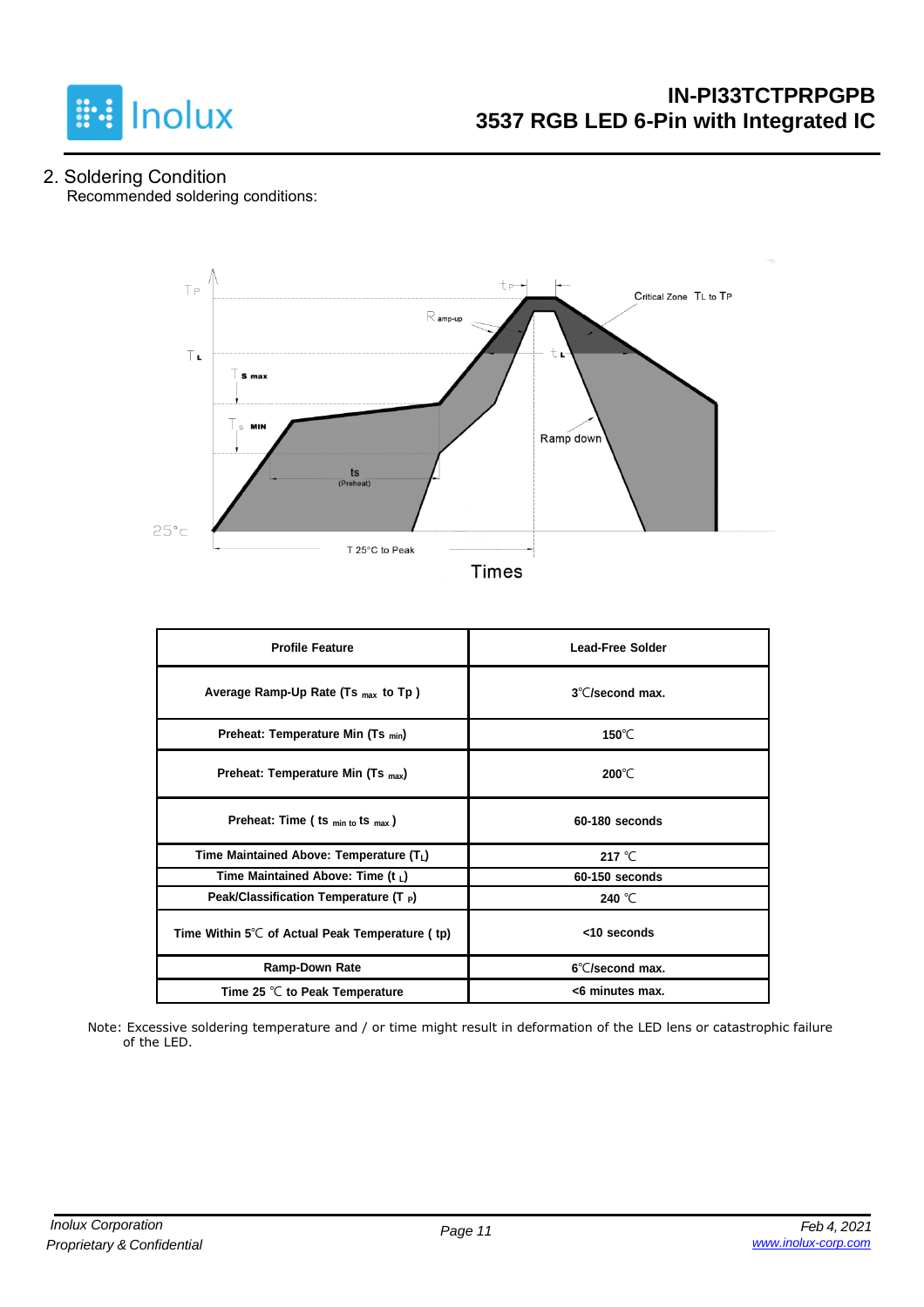## 2. Soldering Condition

Recommended soldering conditions:

| Profile Feature | Lead-Free Solder |
|---|---|
| Average Ramp-Up Rate ($Ts_{max}$ to Tp ) | 3℃/second max. |
| Preheat: Temperature Min ($Ts_{min}$) | 150℃ |
| Preheat: Temperature Min ($Ts_{max}$) | 200℃ |
| Preheat: Time ( $ts_{min\ to}\ ts_{max}$ ) | 60-180 seconds |
| Time Maintained Above: Temperature ($T_L$) | 217 ℃ |
| Time Maintained Above: Time ($t_L$) | 60-150 seconds |
| Peak/Classification Temperature ($T_P$) | 240 ℃ |
| Time Within 5℃ of Actual Peak Temperature ( tp) | <10 seconds |
| Ramp-Down Rate | 6℃/second max. |
| Time 25 ℃ to Peak Temperature | <6 minutes max. |

Note: Excessive soldering temperature and / or time might result in deformation of the LED lens or catastrophic failure of the LED.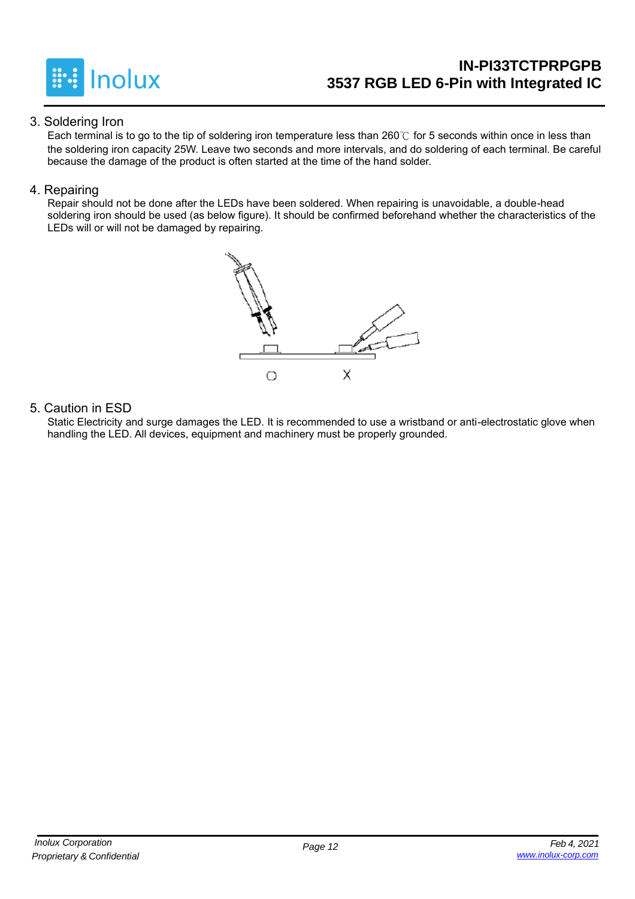## 3. Soldering Iron

Each terminal is to go to the tip of soldering iron temperature less than 260℃ for 5 seconds within once in less than the soldering iron capacity 25W. Leave two seconds and more intervals, and do soldering of each terminal. Be careful because the damage of the product is often started at the time of the hand solder.

## 4. Repairing

Repair should not be done after the LEDs have been soldered. When repairing is unavoidable, a double-head soldering iron should be used (as below figure). It should be confirmed beforehand whether the characteristics of the LEDs will or will not be damaged by repairing.

O X

## 5. Caution in ESD

Static Electricity and surge damages the LED. It is recommended to use a wristband or anti-electrostatic glove when handling the LED. All devices, equipment and machinery must be properly grounded.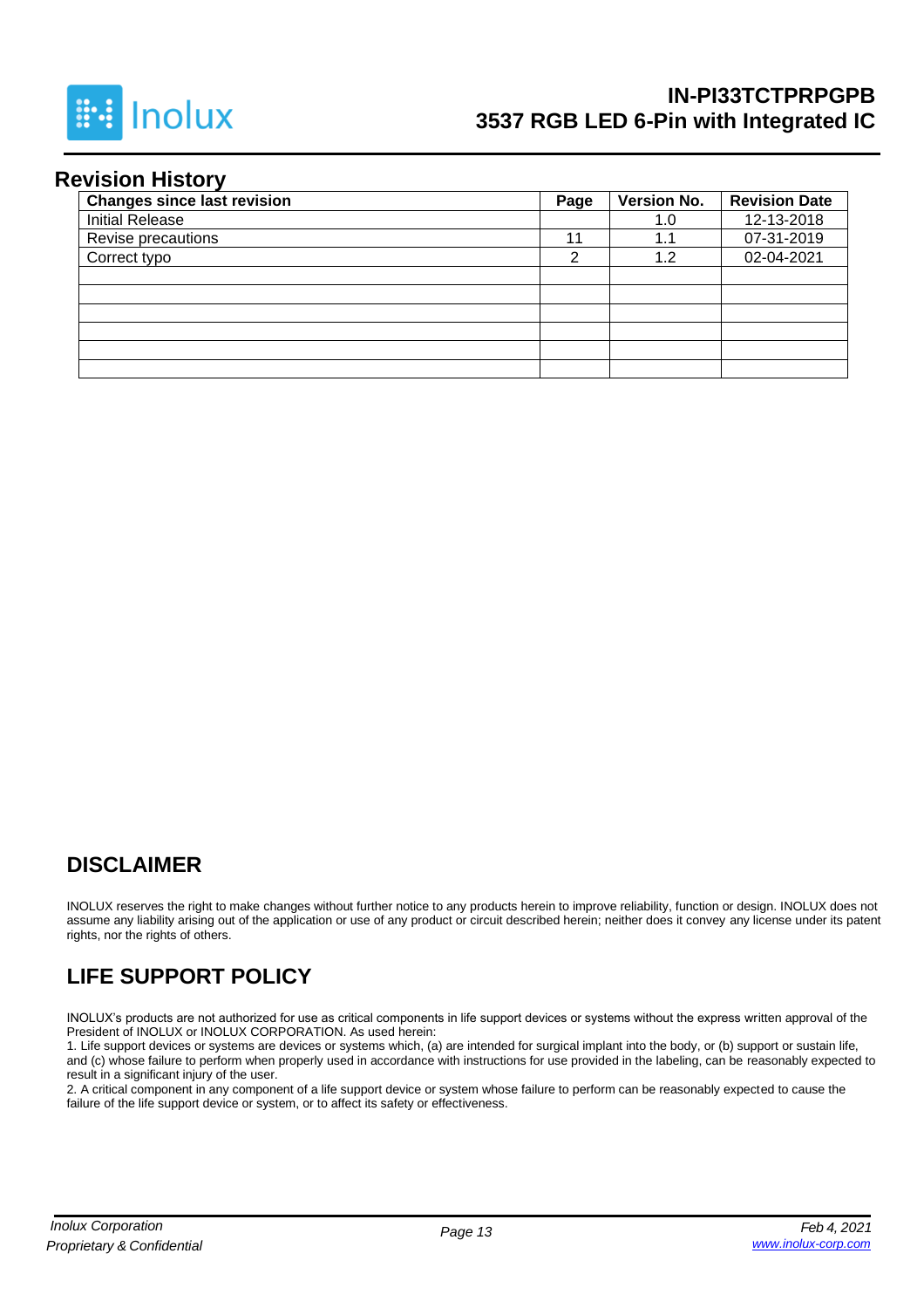## Revision History

| Changes since last revision | Page | Version No. | Revision Date |
|---|---|---|---|
| Initial Release | | 1.0 | 12-13-2018 |
| Revise precautions | 11 | 1.1 | 07-31-2019 |
| Correct typo | 2 | 1.2 | 02-04-2021 |
| | | | |
| | | | |
| | | | |
| | | | |
| | | | |
| | | | |

## DISCLAIMER

INOLUX reserves the right to make changes without further notice to any products herein to improve reliability, function or design. INOLUX does not assume any liability arising out of the application or use of any product or circuit described herein; neither does it convey any license under its patent rights, nor the rights of others.

## LIFE SUPPORT POLICY

INOLUX's products are not authorized for use as critical components in life support devices or systems without the express written approval of the President of INOLUX or INOLUX CORPORATION. As used herein:

1. Life support devices or systems are devices or systems which, (a) are intended for surgical implant into the body, or (b) support or sustain life, and (c) whose failure to perform when properly used in accordance with instructions for use provided in the labeling, can be reasonably expected to result in a significant injury of the user.
2. A critical component in any component of a life support device or system whose failure to perform can be reasonably expected to cause the failure of the life support device or system, or to affect its safety or effectiveness.